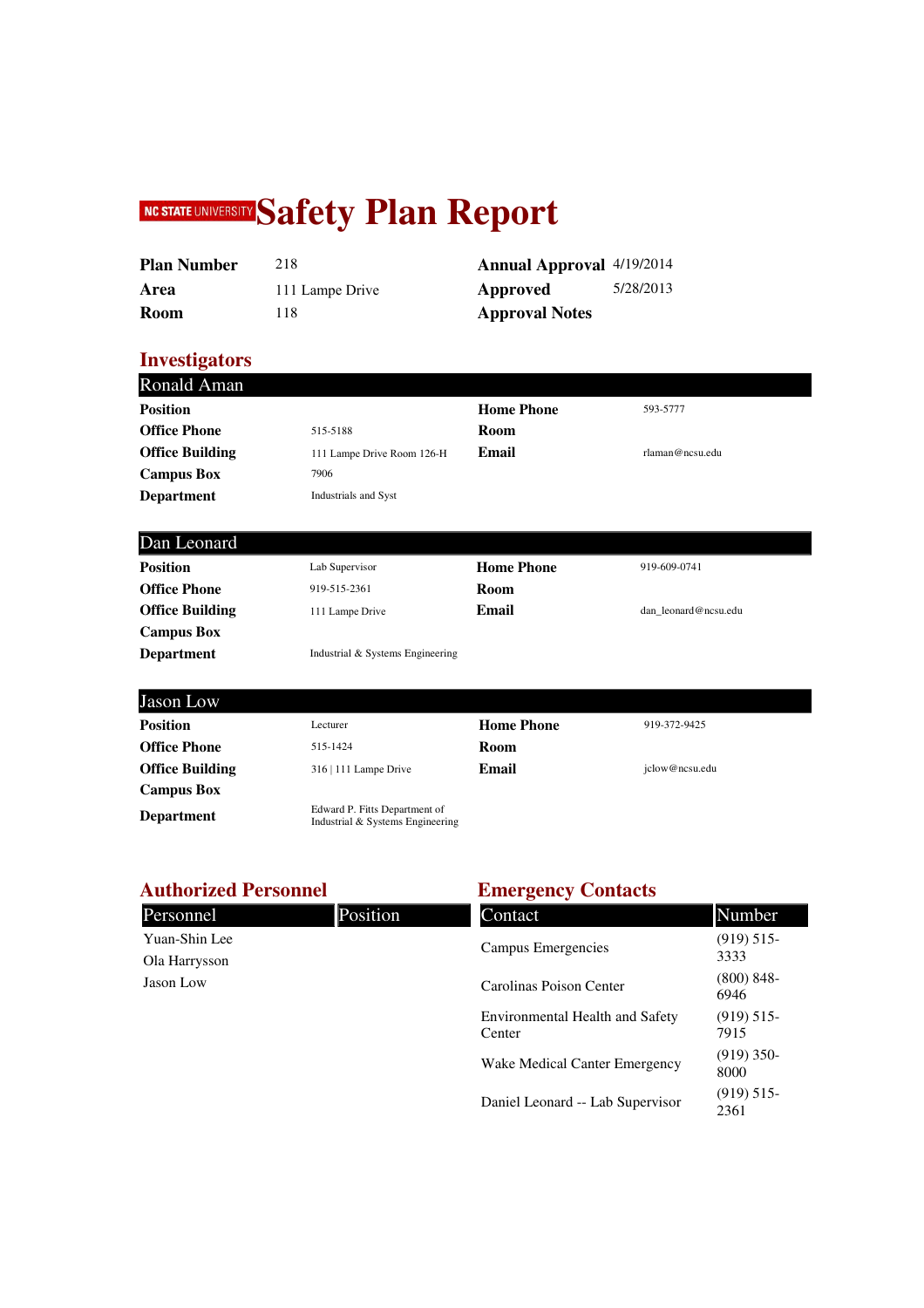# NC STATE UNIVERSITY Safety Plan Report

| | | | |
|---|---|---|---|
| **Plan Number** | 218 | **Annual Approval** | 4/19/2014 |
| **Area** | 111 Lampe Drive | **Approved** | 5/28/2013 |
| **Room** | 118 | **Approval Notes** | |

## Investigators

### Ronald Aman

| | | | |
|---|---|---|---|
| **Position** | | **Home Phone** | 593-5777 |
| **Office Phone** | 515-5188 | **Room** | |
| **Office Building** | 111 Lampe Drive Room 126-H | **Email** | rlaman@ncsu.edu |
| **Campus Box** | 7906 | | |
| **Department** | Industrials and Syst | | |

### Dan Leonard

| | | | |
|---|---|---|---|
| **Position** | Lab Supervisor | **Home Phone** | 919-609-0741 |
| **Office Phone** | 919-515-2361 | **Room** | |
| **Office Building** | 111 Lampe Drive | **Email** | dan_leonard@ncsu.edu |
| **Campus Box** | | | |
| **Department** | Industrial & Systems Engineering | | |

### Jason Low

| | | | |
|---|---|---|---|
| **Position** | Lecturer | **Home Phone** | 919-372-9425 |
| **Office Phone** | 515-1424 | **Room** | |
| **Office Building** | 316 \| 111 Lampe Drive | **Email** | jclow@ncsu.edu |
| **Campus Box** | | | |
| **Department** | Edward P. Fitts Department of Industrial & Systems Engineering | | |

## Authorized Personnel

| Personnel | Position |
|---|---|
| Yuan-Shin Lee | |
| Ola Harrysson | |
| Jason Low | |

## Emergency Contacts

| Contact | Number |
|---|---|
| Campus Emergencies | (919) 515-3333 |
| Carolinas Poison Center | (800) 848-6946 |
| Environmental Health and Safety Center | (919) 515-7915 |
| Wake Medical Canter Emergency | (919) 350-8000 |
| Daniel Leonard -- Lab Supervisor | (919) 515-2361 |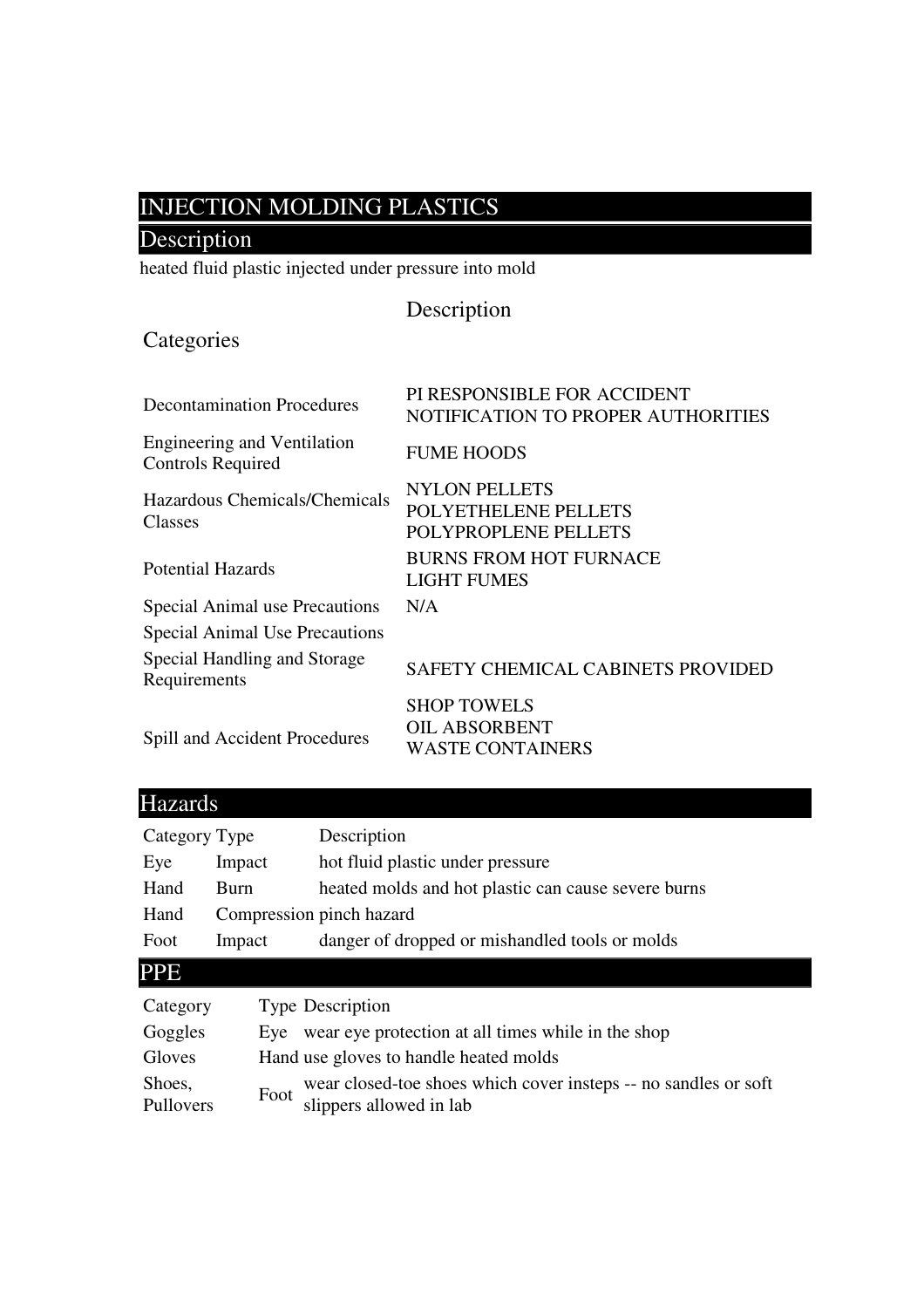# INJECTION MOLDING PLASTICS

## Description

heated fluid plastic injected under pressure into mold

| Categories | Description |
| --- | --- |
| Decontamination Procedures | PI RESPONSIBLE FOR ACCIDENT NOTIFICATION TO PROPER AUTHORITIES |
| Engineering and Ventilation Controls Required | FUME HOODS |
| Hazardous Chemicals/Chemicals Classes | NYLON PELLETS<br>POLYETHELENE PELLETS<br>POLYPROPLENE PELLETS |
| Potential Hazards | BURNS FROM HOT FURNACE<br>LIGHT FUMES |
| Special Animal use Precautions | N/A |
| Special Animal Use Precautions | |
| Special Handling and Storage Requirements | SAFETY CHEMICAL CABINETS PROVIDED |
| Spill and Accident Procedures | SHOP TOWELS<br>OIL ABSORBENT<br>WASTE CONTAINERS |

## Hazards

| Category | Type | Description |
| --- | --- | --- |
| Eye | Impact | hot fluid plastic under pressure |
| Hand | Burn | heated molds and hot plastic can cause severe burns |
| Hand | Compression | pinch hazard |
| Foot | Impact | danger of dropped or mishandled tools or molds |

## PPE

| Category | Type | Description |
| --- | --- | --- |
| Goggles | Eye | wear eye protection at all times while in the shop |
| Gloves | Hand | use gloves to handle heated molds |
| Shoes, Pullovers | Foot | wear closed-toe shoes which cover insteps -- no sandles or soft slippers allowed in lab |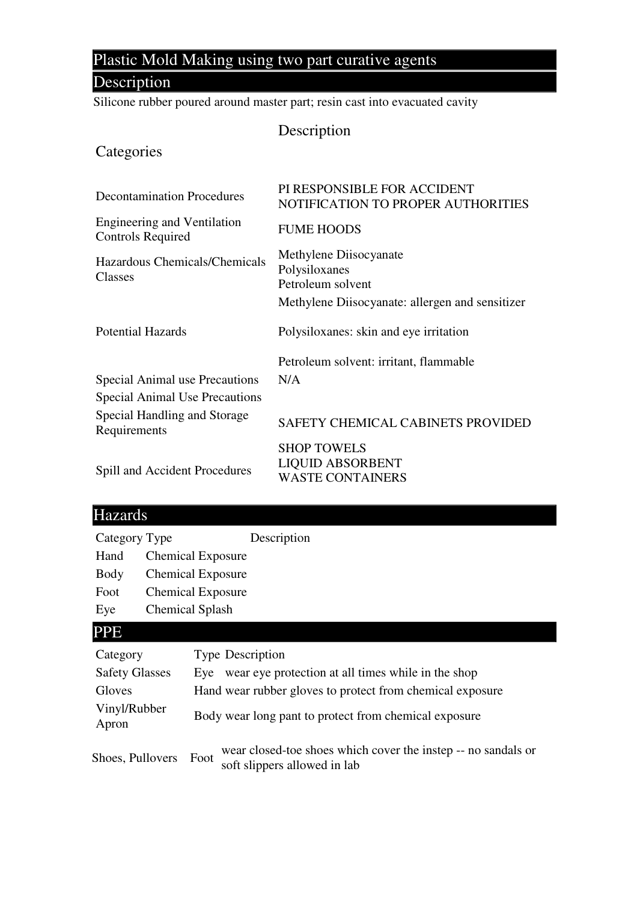## Plastic Mold Making using two part curative agents

## Description

Silicone rubber poured around master part; resin cast into evacuated cavity

| Categories | Description |
|---|---|
| Decontamination Procedures | PI RESPONSIBLE FOR ACCIDENT NOTIFICATION TO PROPER AUTHORITIES |
| Engineering and Ventilation Controls Required | FUME HOODS |
| Hazardous Chemicals/Chemicals Classes | Methylene Diisocyanate<br>Polysiloxanes<br>Petroleum solvent |
| Potential Hazards | Methylene Diisocyanate: allergen and sensitizer<br><br>Polysiloxanes: skin and eye irritation<br><br>Petroleum solvent: irritant, flammable |
| Special Animal use Precautions | N/A |
| Special Animal Use Precautions | |
| Special Handling and Storage Requirements | SAFETY CHEMICAL CABINETS PROVIDED |
| Spill and Accident Procedures | SHOP TOWELS<br>LIQUID ABSORBENT<br>WASTE CONTAINERS |

## Hazards

| Category | Type | Description |
|---|---|---|
| Hand | Chemical Exposure | |
| Body | Chemical Exposure | |
| Foot | Chemical Exposure | |
| Eye | Chemical Splash | |

## PPE

| Category | Type | Description |
|---|---|---|
| Safety Glasses | Eye | wear eye protection at all times while in the shop |
| Gloves | Hand | wear rubber gloves to protect from chemical exposure |
| Vinyl/Rubber Apron | Body | wear long pant to protect from chemical exposure |
| Shoes, Pullovers | Foot | wear closed-toe shoes which cover the instep -- no sandals or soft slippers allowed in lab |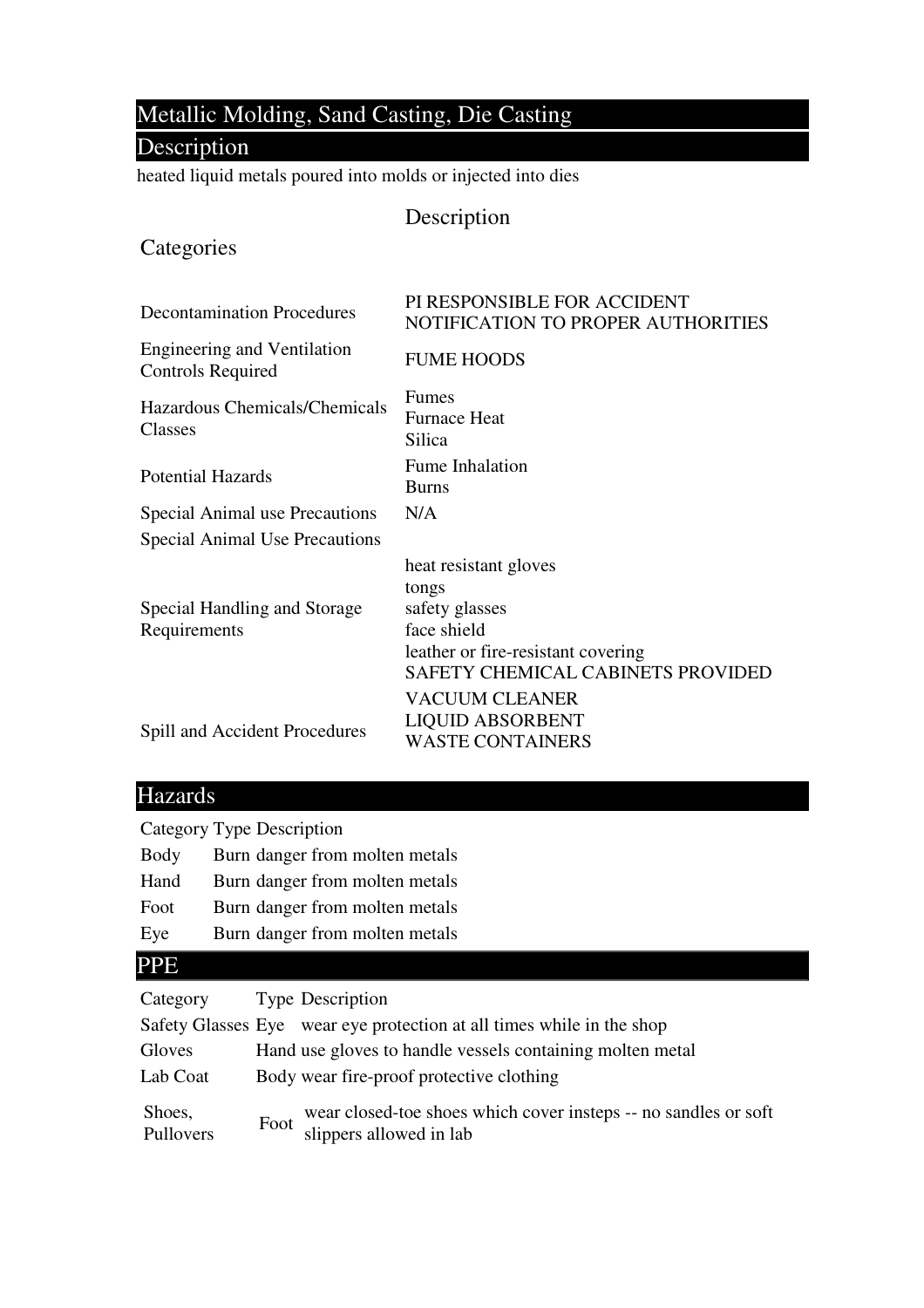# Metallic Molding, Sand Casting, Die Casting

## Description

heated liquid metals poured into molds or injected into dies

| Categories | Description |
|---|---|
| Decontamination Procedures | PI RESPONSIBLE FOR ACCIDENT NOTIFICATION TO PROPER AUTHORITIES |
| Engineering and Ventilation Controls Required | FUME HOODS |
| Hazardous Chemicals/Chemicals Classes | Fumes<br>Furnace Heat<br>Silica |
| Potential Hazards | Fume Inhalation<br>Burns |
| Special Animal use Precautions | N/A |
| Special Animal Use Precautions | |
| Special Handling and Storage Requirements | heat resistant gloves<br>tongs<br>safety glasses<br>face shield<br>leather or fire-resistant covering<br>SAFETY CHEMICAL CABINETS PROVIDED |
| Spill and Accident Procedures | VACUUM CLEANER<br>LIQUID ABSORBENT<br>WASTE CONTAINERS |

## Hazards

| Category | Type | Description |
|---|---|---|
| Body | Burn | danger from molten metals |
| Hand | Burn | danger from molten metals |
| Foot | Burn | danger from molten metals |
| Eye | Burn | danger from molten metals |

## PPE

| Category | Type | Description |
|---|---|---|
| Safety Glasses | Eye | wear eye protection at all times while in the shop |
| Gloves | Hand | use gloves to handle vessels containing molten metal |
| Lab Coat | Body | wear fire-proof protective clothing |
| Shoes, Pullovers | Foot | wear closed-toe shoes which cover insteps -- no sandles or soft slippers allowed in lab |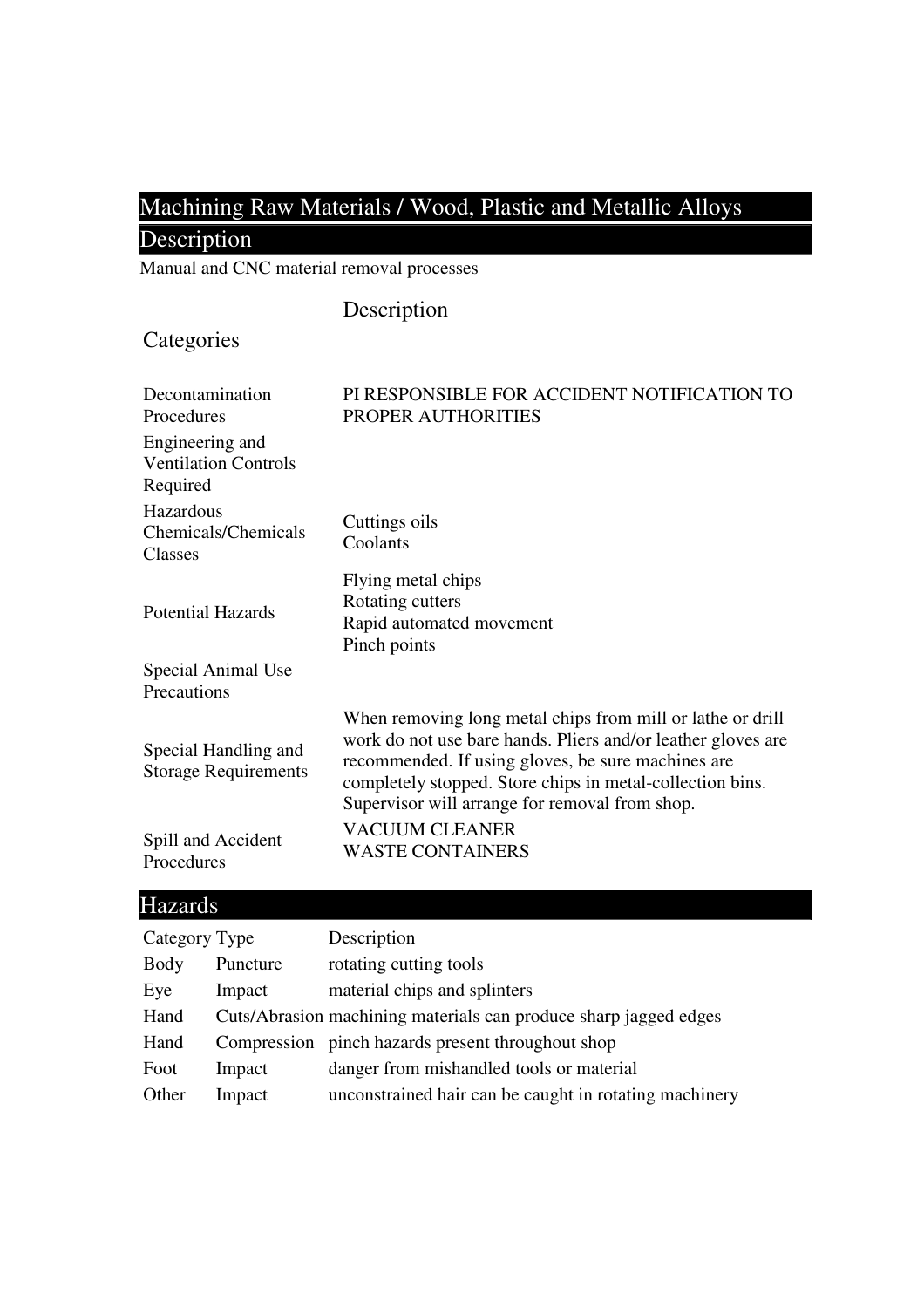## Machining Raw Materials / Wood, Plastic and Metallic Alloys

## Description

Manual and CNC material removal processes

| Categories | Description |
| --- | --- |
| Decontamination Procedures | PI RESPONSIBLE FOR ACCIDENT NOTIFICATION TO PROPER AUTHORITIES |
| Engineering and Ventilation Controls Required | |
| Hazardous Chemicals/Chemicals Classes | Cuttings oils<br>Coolants |
| Potential Hazards | Flying metal chips<br>Rotating cutters<br>Rapid automated movement<br>Pinch points |
| Special Animal Use Precautions | |
| Special Handling and Storage Requirements | When removing long metal chips from mill or lathe or drill work do not use bare hands. Pliers and/or leather gloves are recommended. If using gloves, be sure machines are completely stopped. Store chips in metal-collection bins. Supervisor will arrange for removal from shop. |
| Spill and Accident Procedures | VACUUM CLEANER<br>WASTE CONTAINERS |

## Hazards

| Category | Type | Description |
| --- | --- | --- |
| Body | Puncture | rotating cutting tools |
| Eye | Impact | material chips and splinters |
| Hand | Cuts/Abrasion | machining materials can produce sharp jagged edges |
| Hand | Compression | pinch hazards present throughout shop |
| Foot | Impact | danger from mishandled tools or material |
| Other | Impact | unconstrained hair can be caught in rotating machinery |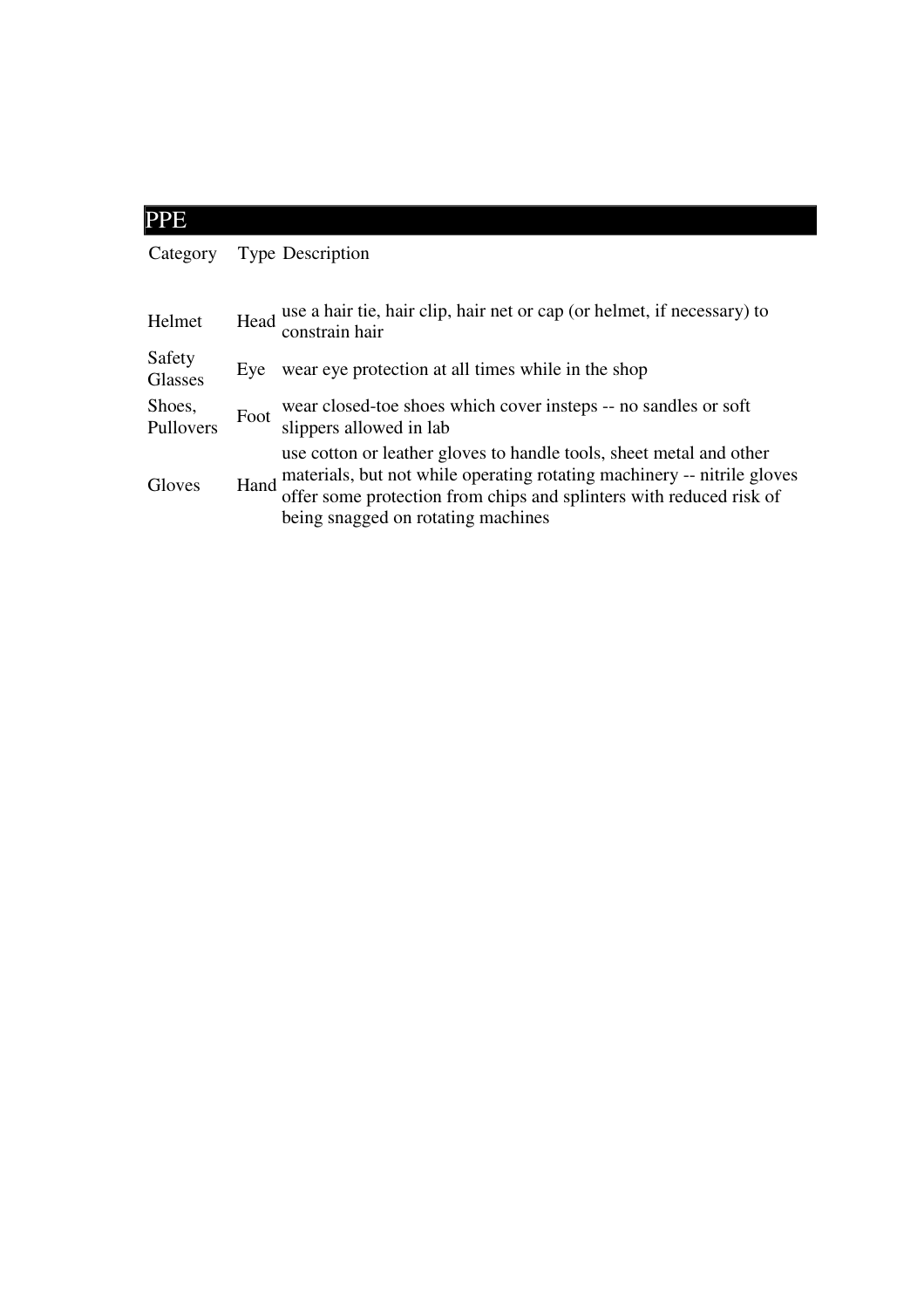## PPE

| Category | Type | Description |
| --- | --- | --- |
| Helmet | Head | use a hair tie, hair clip, hair net or cap (or helmet, if necessary) to constrain hair |
| Safety Glasses | Eye | wear eye protection at all times while in the shop |
| Shoes, Pullovers | Foot | wear closed-toe shoes which cover insteps -- no sandles or soft slippers allowed in lab |
| Gloves | Hand | use cotton or leather gloves to handle tools, sheet metal and other materials, but not while operating rotating machinery -- nitrile gloves offer some protection from chips and splinters with reduced risk of being snagged on rotating machines |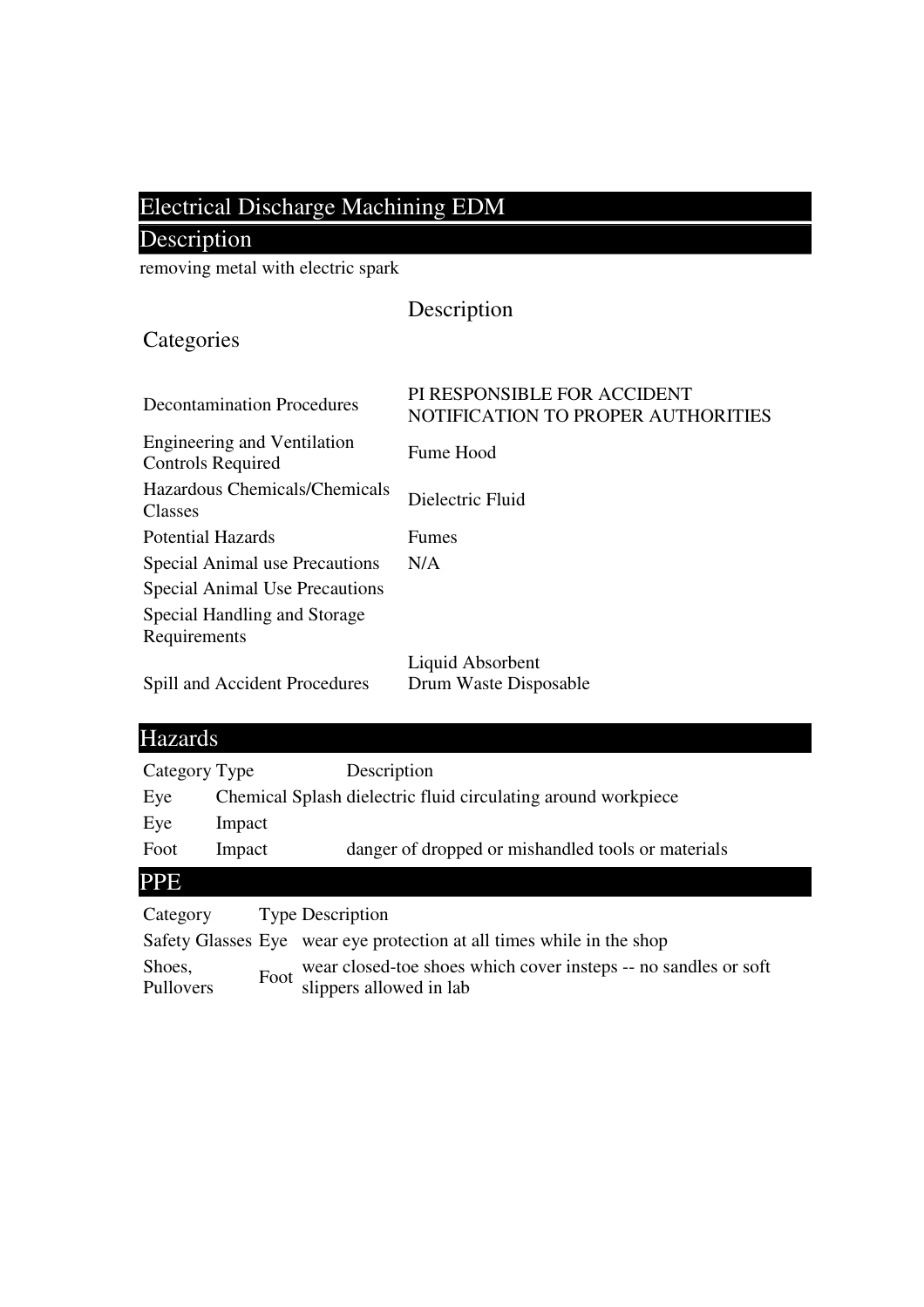# Electrical Discharge Machining EDM

## Description

removing metal with electric spark

| Categories | Description |
|---|---|
| Decontamination Procedures | PI RESPONSIBLE FOR ACCIDENT NOTIFICATION TO PROPER AUTHORITIES |
| Engineering and Ventilation Controls Required | Fume Hood |
| Hazardous Chemicals/Chemicals Classes | Dielectric Fluid |
| Potential Hazards | Fumes |
| Special Animal use Precautions | N/A |
| Special Animal Use Precautions | |
| Special Handling and Storage Requirements | |
| Spill and Accident Procedures | Liquid Absorbent<br>Drum Waste Disposable |

## Hazards

| Category | Type | Description |
|---|---|---|
| Eye | Chemical Splash | dielectric fluid circulating around workpiece |
| Eye | Impact | |
| Foot | Impact | danger of dropped or mishandled tools or materials |

## PPE

| Category | Type | Description |
|---|---|---|
| Safety Glasses | Eye | wear eye protection at all times while in the shop |
| Shoes, Pullovers | Foot | wear closed-toe shoes which cover insteps -- no sandles or soft slippers allowed in lab |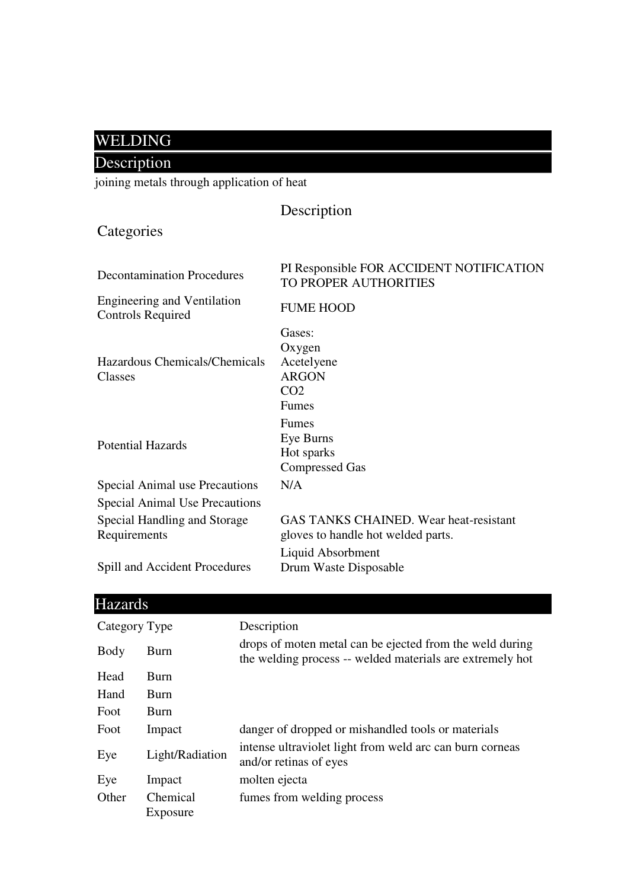# WELDING

## Description

joining metals through application of heat

| Categories | Description |
|---|---|
| Decontamination Procedures | PI Responsible FOR ACCIDENT NOTIFICATION TO PROPER AUTHORITIES |
| Engineering and Ventilation Controls Required | FUME HOOD |
| Hazardous Chemicals/Chemicals Classes | Gases:<br>Oxygen<br>Acetelyene<br>ARGON<br>CO2<br>Fumes |
| Potential Hazards | Fumes<br>Eye Burns<br>Hot sparks<br>Compressed Gas |
| Special Animal use Precautions | N/A |
| Special Animal Use Precautions | |
| Special Handling and Storage Requirements | GAS TANKS CHAINED. Wear heat-resistant gloves to handle hot welded parts. |
| Spill and Accident Procedures | Liquid Absorbment<br>Drum Waste Disposable |

## Hazards

| Category | Type | Description |
|---|---|---|
| Body | Burn | drops of moten metal can be ejected from the weld during the welding process -- welded materials are extremely hot |
| Head | Burn | |
| Hand | Burn | |
| Foot | Burn | |
| Foot | Impact | danger of dropped or mishandled tools or materials |
| Eye | Light/Radiation | intense ultraviolet light from weld arc can burn corneas and/or retinas of eyes |
| Eye | Impact | molten ejecta |
| Other | Chemical Exposure | fumes from welding process |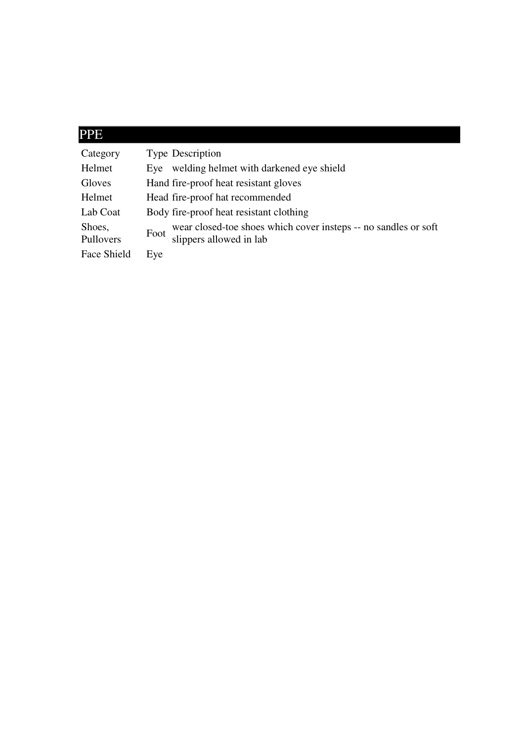## PPE

| Category | Type | Description |
|---|---|---|
| Helmet | Eye | welding helmet with darkened eye shield |
| Gloves | Hand | fire-proof heat resistant gloves |
| Helmet | Head | fire-proof hat recommended |
| Lab Coat | Body | fire-proof heat resistant clothing |
| Shoes, Pullovers | Foot | wear closed-toe shoes which cover insteps -- no sandles or soft slippers allowed in lab |
| Face Shield | Eye | |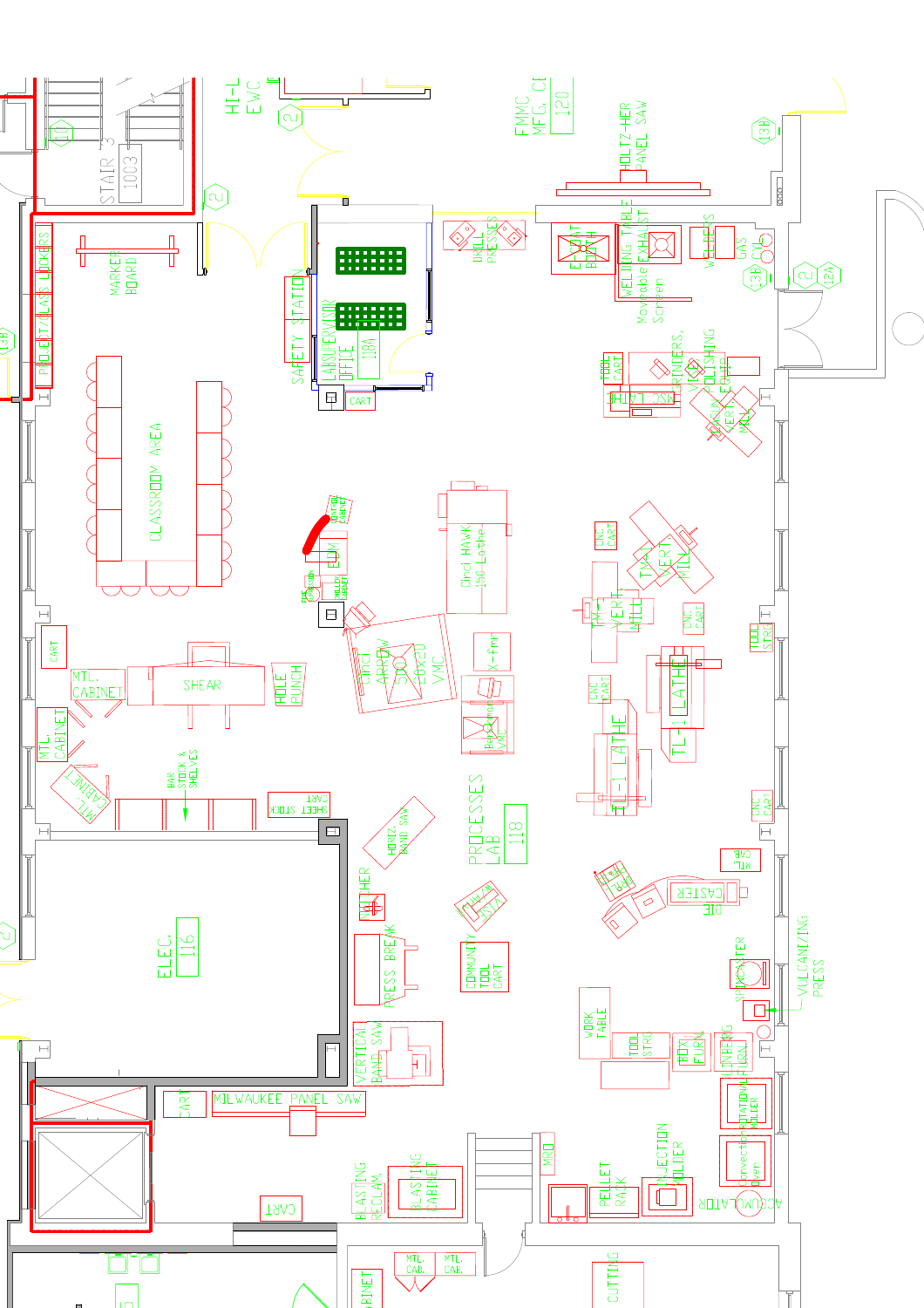STAIR 3
1003

HI-L
EWC

FMMC
MFG. CE
120

HOLTZ-HER
PANEL SAW

MARKER BOARD

PROJECT/CLASS LOCKERS

SAFETY STATION

LABSUPERVISOR OFFICE
1184

CART

DRILL PRESSES

EQUIPMENT BOOTH

WELDING TABLE
EXHAUST
Moveable Screen

WELDERS

GAS CYL.

TOOL CART

GRINDERS, VISE, POLISHING EQUIP.

MSC LATHE

MANUAL VERT. MILL

CLASSROOM AREA

EDM

Cincl HAWK 150 Lathe

CNC CART

TM-1 VERT MILL

CNC CART

MTL. CABINET

CART

SHEAR

HOLE PUNCH

Cincl ARROW 500 20x20 VMC

X-fmr

Bench VMC

VERT MILL

CNC CART

TL-1 LATHE

TL-1 LATHE

TOOL STRG

MTL. CABINET

MTL. CABINET

BAR STOCK & SHELVES

SHEET STOCK CART

HORIZ BAND SAW

PROCESSES LAB
118

CNC CART

MTL CAB

DIE CASTER

ELEC.
116

PRESS BREAK

COMMUNITY TOOL CART

SPIN CASTER

VULCANIZING PRESS

WORK TABLE

TOOL STRG

BOX FURN

LINBERG FURN.

VERTICAL BAND SAW

CART

MILWAUKEE PANEL SAW

ROTATIONAL MOLDER

Convection Oven

CART

BLASTING RECLAIM

BLASTING CABINET

MRO

PELLET RACK

INJECTION MOLDER

ACCUMULATOR

MTL. CAB.

MTL. CAB.

CUTTING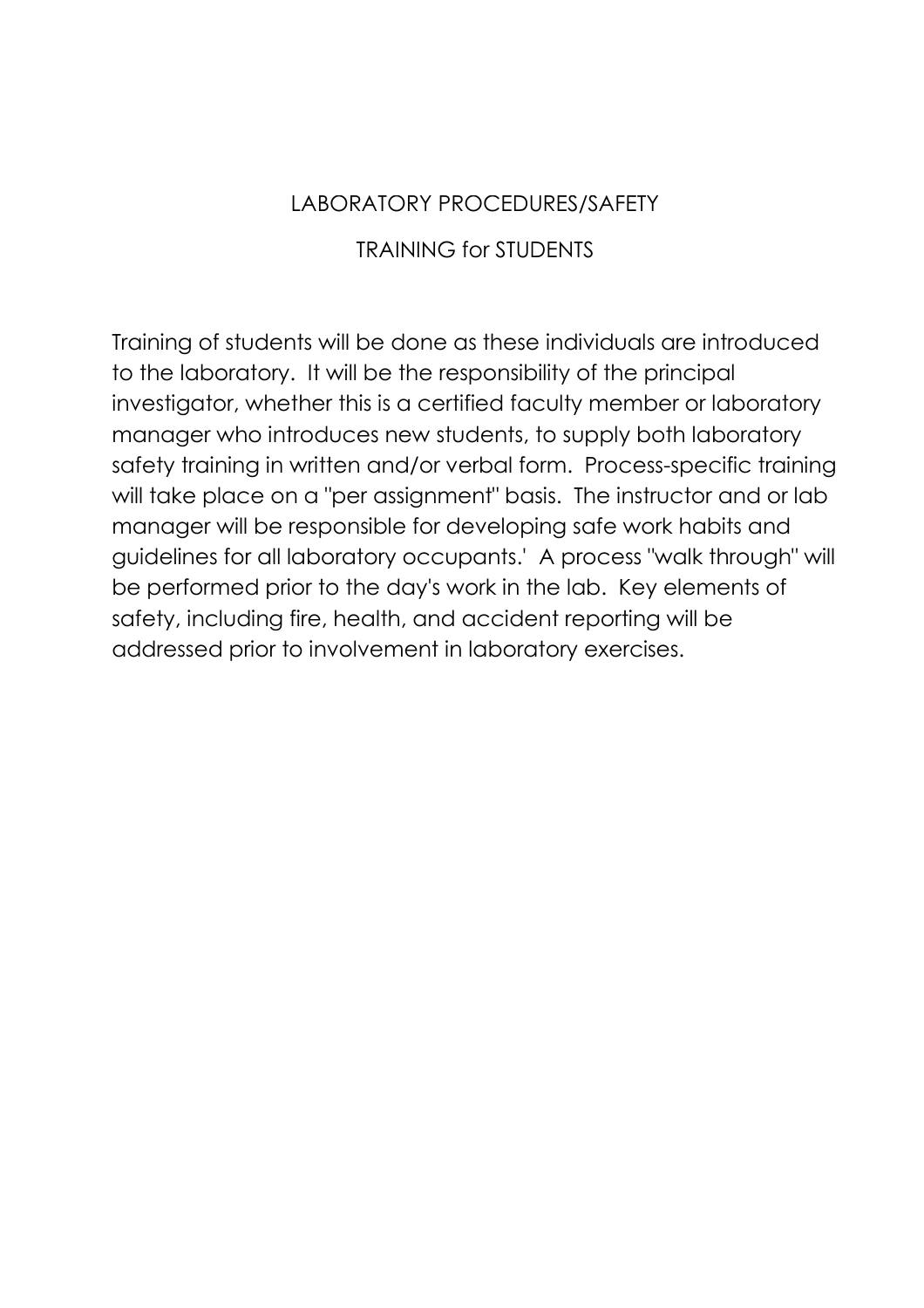# LABORATORY PROCEDURES/SAFETY

## TRAINING for STUDENTS

Training of students will be done as these individuals are introduced to the laboratory. It will be the responsibility of the principal investigator, whether this is a certified faculty member or laboratory manager who introduces new students, to supply both laboratory safety training in written and/or verbal form. Process-specific training will take place on a "per assignment" basis. The instructor and or lab manager will be responsible for developing safe work habits and guidelines for all laboratory occupants.' A process "walk through" will be performed prior to the day's work in the lab. Key elements of safety, including fire, health, and accident reporting will be addressed prior to involvement in laboratory exercises.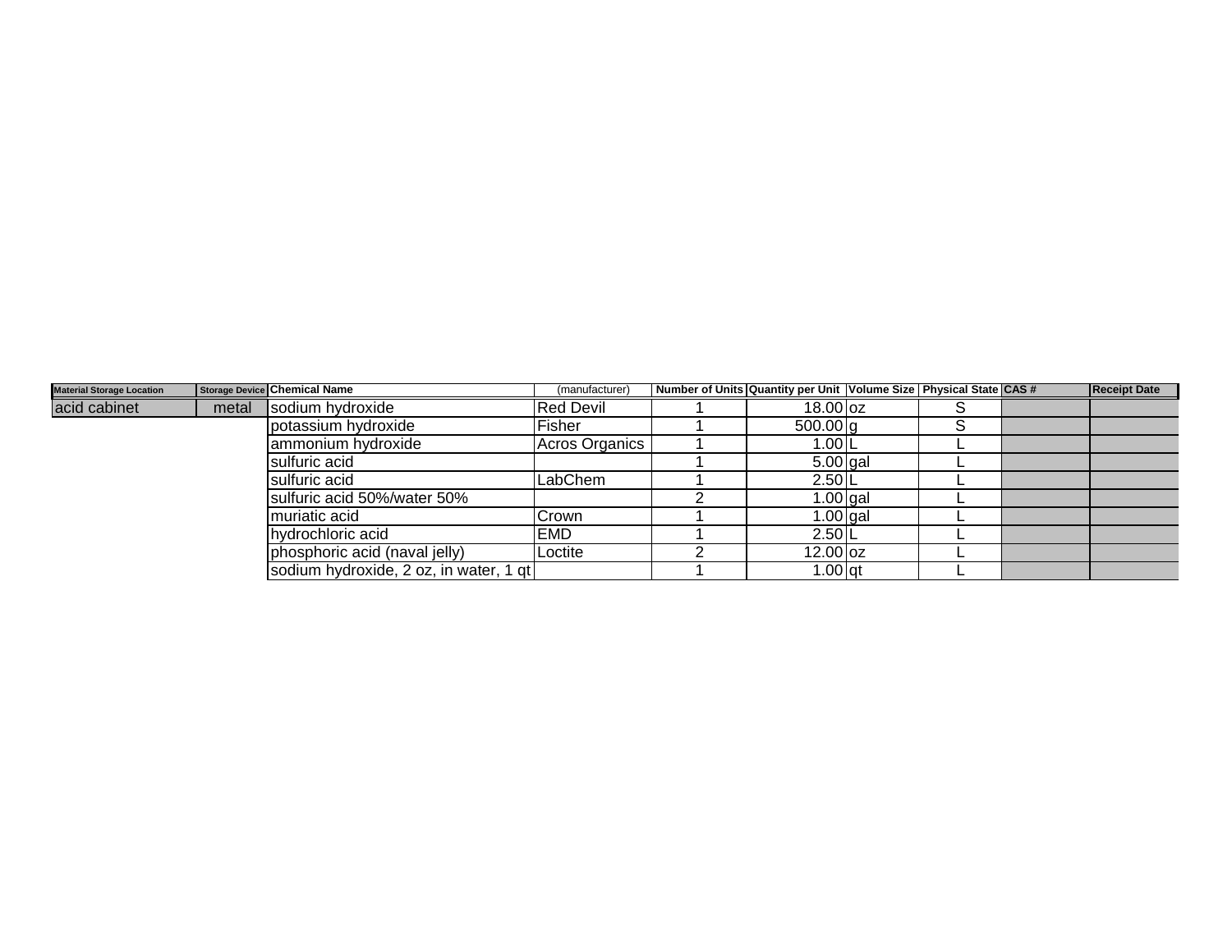| Material Storage Location | Storage Device | Chemical Name | (manufacturer) | Number of Units | Quantity per Unit | Volume Size | Physical State | CAS # | Receipt Date |
| --- | --- | --- | --- | --- | --- | --- | --- | --- | --- |
| acid cabinet | metal | sodium hydroxide | Red Devil | 1 | 18.00 | oz | S | | |
| | | potassium hydroxide | Fisher | 1 | 500.00 | g | S | | |
| | | ammonium hydroxide | Acros Organics | 1 | 1.00 | L | L | | |
| | | sulfuric acid | | 1 | 5.00 | gal | L | | |
| | | sulfuric acid | LabChem | 1 | 2.50 | L | L | | |
| | | sulfuric acid 50%/water 50% | | 2 | 1.00 | gal | L | | |
| | | muriatic acid | Crown | 1 | 1.00 | gal | L | | |
| | | hydrochloric acid | EMD | 1 | 2.50 | L | L | | |
| | | phosphoric acid (naval jelly) | Loctite | 2 | 12.00 | oz | L | | |
| | | sodium hydroxide, 2 oz, in water, 1 qt | | 1 | 1.00 | qt | L | | |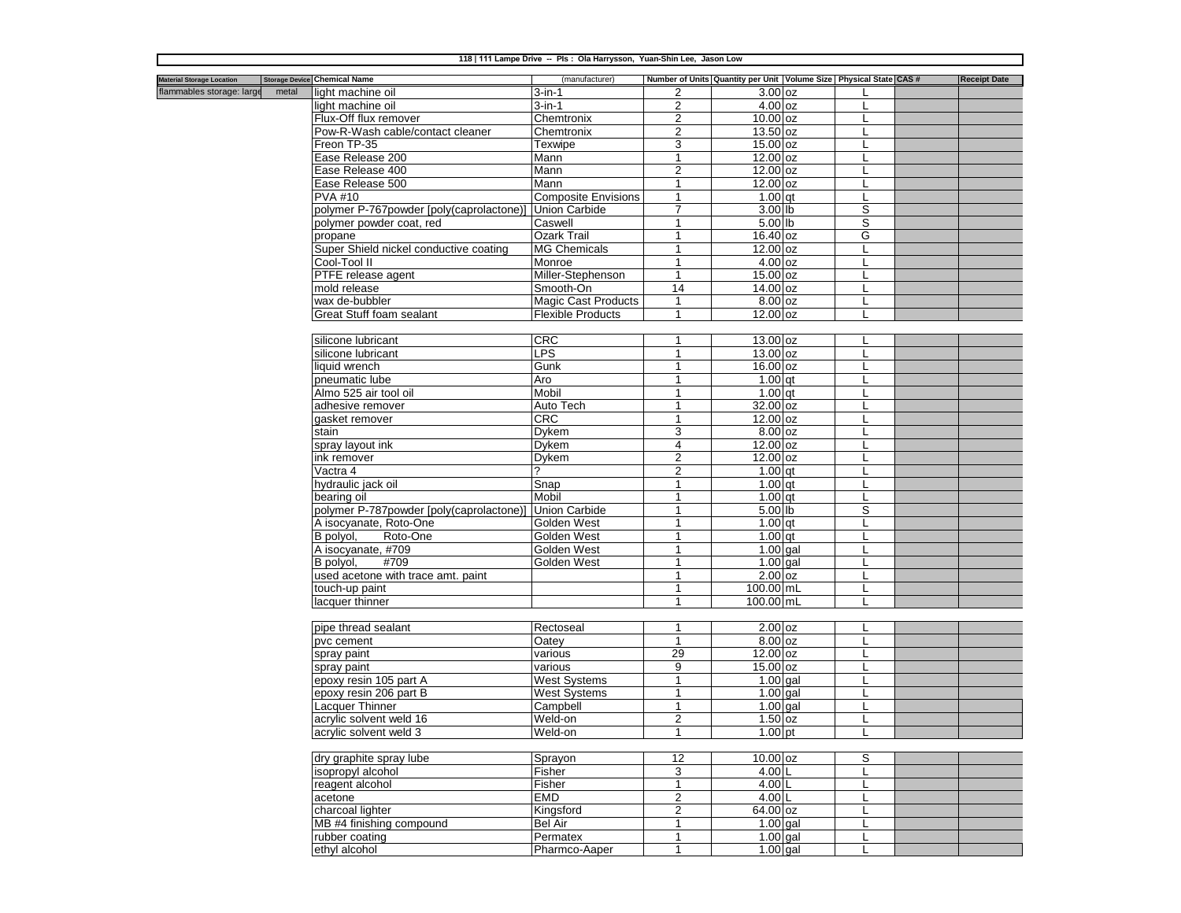**118 | 111 Lampe Drive -- PIs : Ola Harrysson, Yuan-Shin Lee, Jason Low**

| Material Storage Location | Storage Device | Chemical Name | (manufacturer) | Number of Units | Quantity per Unit | Volume Size | Physical State | CAS # | Receipt Date |
|---|---|---|---|---|---|---|---|---|---|
| flammables storage: large | metal | light machine oil | 3-in-1 | 2 | 3.00 | oz | L | | |
| | | light machine oil | 3-in-1 | 2 | 4.00 | oz | L | | |
| | | Flux-Off flux remover | Chemtronix | 2 | 10.00 | oz | L | | |
| | | Pow-R-Wash cable/contact cleaner | Chemtronix | 2 | 13.50 | oz | L | | |
| | | Freon TP-35 | Texwipe | 3 | 15.00 | oz | L | | |
| | | Ease Release 200 | Mann | 1 | 12.00 | oz | L | | |
| | | Ease Release 400 | Mann | 2 | 12.00 | oz | L | | |
| | | Ease Release 500 | Mann | 1 | 12.00 | oz | L | | |
| | | PVA #10 | Composite Envisions | 1 | 1.00 | qt | L | | |
| | | polymer P-767powder [poly(caprolactone)] | Union Carbide | 7 | 3.00 | lb | S | | |
| | | polymer powder coat, red | Caswell | 1 | 5.00 | lb | S | | |
| | | propane | Ozark Trail | 1 | 16.40 | oz | G | | |
| | | Super Shield nickel conductive coating | MG Chemicals | 1 | 12.00 | oz | L | | |
| | | Cool-Tool II | Monroe | 1 | 4.00 | oz | L | | |
| | | PTFE release agent | Miller-Stephenson | 1 | 15.00 | oz | L | | |
| | | mold release | Smooth-On | 14 | 14.00 | oz | L | | |
| | | wax de-bubbler | Magic Cast Products | 1 | 8.00 | oz | L | | |
| | | Great Stuff foam sealant | Flexible Products | 1 | 12.00 | oz | L | | |
| | | | | | | | | | |
| | | silicone lubricant | CRC | 1 | 13.00 | oz | L | | |
| | | silicone lubricant | LPS | 1 | 13.00 | oz | L | | |
| | | liquid wrench | Gunk | 1 | 16.00 | oz | L | | |
| | | pneumatic lube | Aro | 1 | 1.00 | qt | L | | |
| | | Almo 525 air tool oil | Mobil | 1 | 1.00 | qt | L | | |
| | | adhesive remover | Auto Tech | 1 | 32.00 | oz | L | | |
| | | gasket remover | CRC | 1 | 12.00 | oz | L | | |
| | | stain | Dykem | 3 | 8.00 | oz | L | | |
| | | spray layout ink | Dykem | 4 | 12.00 | oz | L | | |
| | | ink remover | Dykem | 2 | 12.00 | oz | L | | |
| | | Vactra 4 | ? | 2 | 1.00 | qt | L | | |
| | | hydraulic jack oil | Snap | 1 | 1.00 | qt | L | | |
| | | bearing oil | Mobil | 1 | 1.00 | qt | L | | |
| | | polymer P-787powder [poly(caprolactone)] | Union Carbide | 1 | 5.00 | lb | S | | |
| | | A isocyanate, Roto-One | Golden West | 1 | 1.00 | qt | L | | |
| | | B polyol, Roto-One | Golden West | 1 | 1.00 | qt | L | | |
| | | A isocyanate, #709 | Golden West | 1 | 1.00 | gal | L | | |
| | | B polyol, #709 | Golden West | 1 | 1.00 | gal | L | | |
| | | used acetone with trace amt. paint | | 1 | 2.00 | oz | L | | |
| | | touch-up paint | | 1 | 100.00 | mL | L | | |
| | | lacquer thinner | | 1 | 100.00 | mL | L | | |
| | | | | | | | | | |
| | | pipe thread sealant | Rectoseal | 1 | 2.00 | oz | L | | |
| | | pvc cement | Oatey | 1 | 8.00 | oz | L | | |
| | | spray paint | various | 29 | 12.00 | oz | L | | |
| | | spray paint | various | 9 | 15.00 | oz | L | | |
| | | epoxy resin 105 part A | West Systems | 1 | 1.00 | gal | L | | |
| | | epoxy resin 206 part B | West Systems | 1 | 1.00 | gal | L | | |
| | | Lacquer Thinner | Campbell | 1 | 1.00 | gal | L | | |
| | | acrylic solvent weld 16 | Weld-on | 2 | 1.50 | oz | L | | |
| | | acrylic solvent weld 3 | Weld-on | 1 | 1.00 | pt | L | | |
| | | | | | | | | | |
| | | dry graphite spray lube | Sprayon | 12 | 10.00 | oz | S | | |
| | | isopropyl alcohol | Fisher | 3 | 4.00 | L | L | | |
| | | reagent alcohol | Fisher | 1 | 4.00 | L | L | | |
| | | acetone | EMD | 2 | 4.00 | L | L | | |
| | | charcoal lighter | Kingsford | 2 | 64.00 | oz | L | | |
| | | MB #4 finishing compound | Bel Air | 1 | 1.00 | gal | L | | |
| | | rubber coating | Permatex | 1 | 1.00 | gal | L | | |
| | | ethyl alcohol | Pharmco-Aaper | 1 | 1.00 | gal | L | | |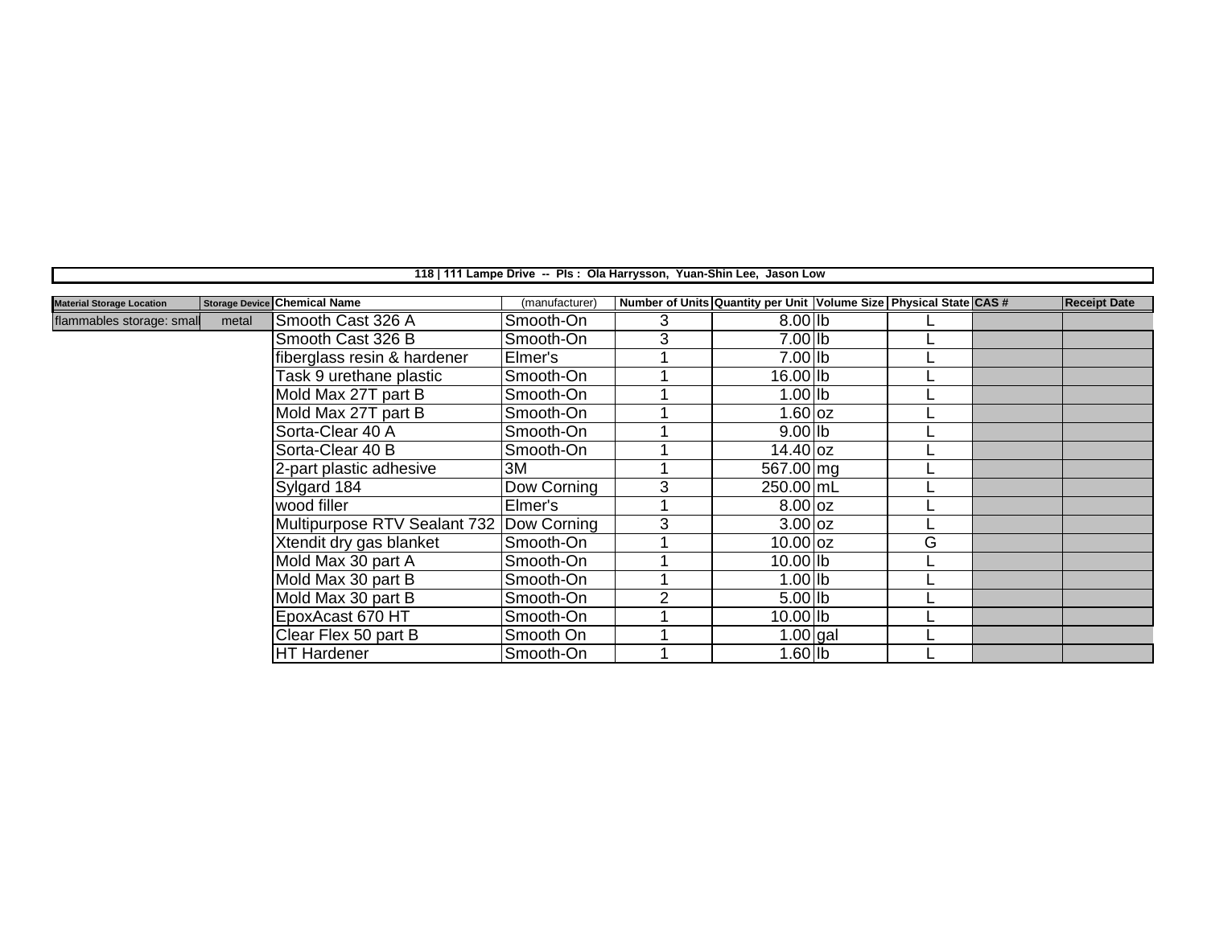**118 | 111 Lampe Drive -- PIs : Ola Harrysson, Yuan-Shin Lee, Jason Low**

| Material Storage Location | Storage Device | Chemical Name | (manufacturer) | Number of Units | Quantity per Unit | Volume Size | Physical State | CAS # | Receipt Date |
|---|---|---|---|---|---|---|---|---|---|
| flammables storage: small | metal | Smooth Cast 326 A | Smooth-On | 3 | 8.00 | lb | L | | |
| | | Smooth Cast 326 B | Smooth-On | 3 | 7.00 | lb | L | | |
| | | fiberglass resin & hardener | Elmer's | 1 | 7.00 | lb | L | | |
| | | Task 9 urethane plastic | Smooth-On | 1 | 16.00 | lb | L | | |
| | | Mold Max 27T part B | Smooth-On | 1 | 1.00 | lb | L | | |
| | | Mold Max 27T part B | Smooth-On | 1 | 1.60 | oz | L | | |
| | | Sorta-Clear 40 A | Smooth-On | 1 | 9.00 | lb | L | | |
| | | Sorta-Clear 40 B | Smooth-On | 1 | 14.40 | oz | L | | |
| | | 2-part plastic adhesive | 3M | 1 | 567.00 | mg | L | | |
| | | Sylgard 184 | Dow Corning | 3 | 250.00 | mL | L | | |
| | | wood filler | Elmer's | 1 | 8.00 | oz | L | | |
| | | Multipurpose RTV Sealant 732 | Dow Corning | 3 | 3.00 | oz | L | | |
| | | Xtendit dry gas blanket | Smooth-On | 1 | 10.00 | oz | G | | |
| | | Mold Max 30 part A | Smooth-On | 1 | 10.00 | lb | L | | |
| | | Mold Max 30 part B | Smooth-On | 1 | 1.00 | lb | L | | |
| | | Mold Max 30 part B | Smooth-On | 2 | 5.00 | lb | L | | |
| | | EpoxAcast 670 HT | Smooth-On | 1 | 10.00 | lb | L | | |
| | | Clear Flex 50 part B | Smooth On | 1 | 1.00 | gal | L | | |
| | | HT Hardener | Smooth-On | 1 | 1.60 | lb | L | | |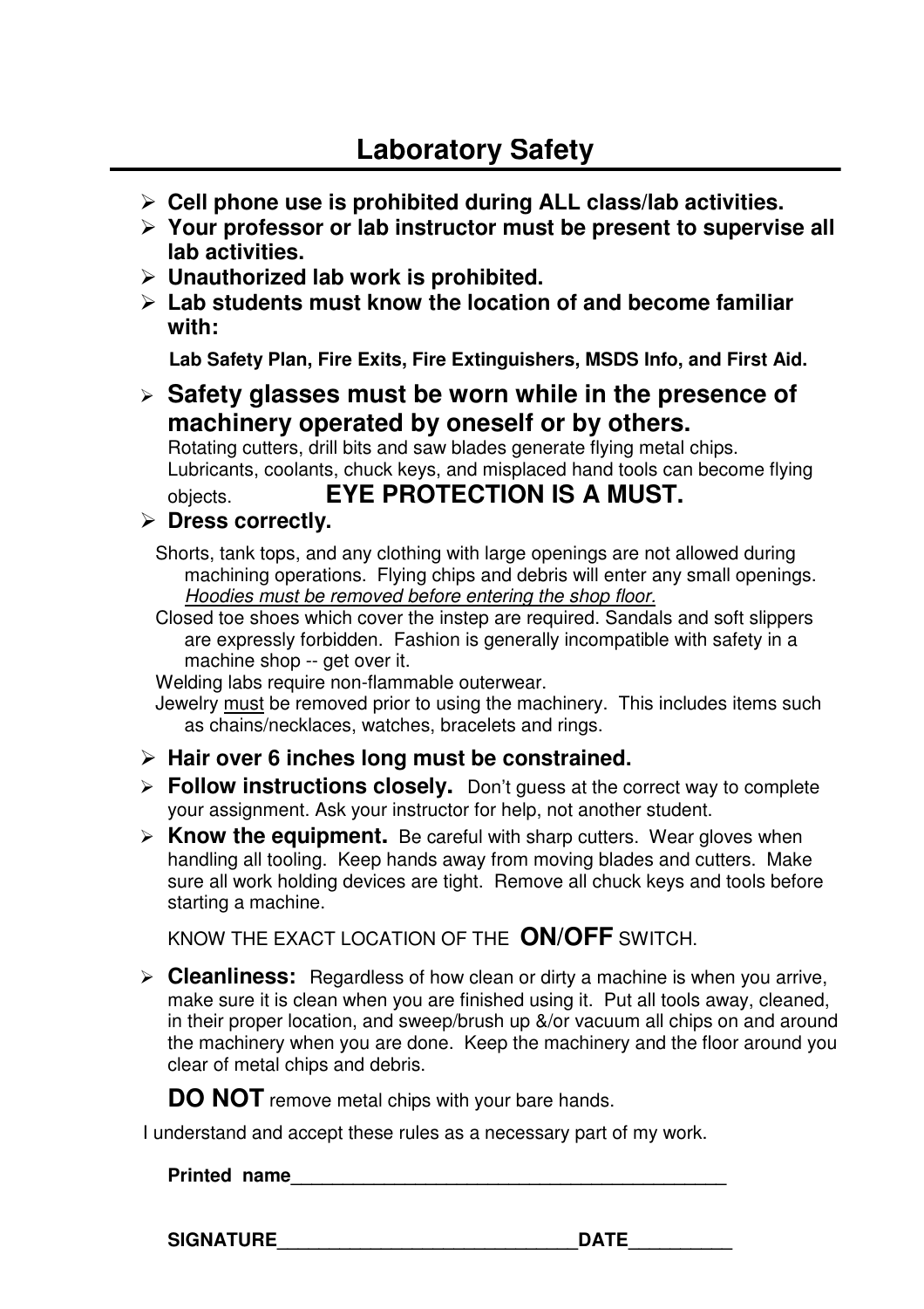# Laboratory Safety

- **Cell phone use is prohibited during ALL class/lab activities.**
- **Your professor or lab instructor must be present to supervise all lab activities.**
- **Unauthorized lab work is prohibited.**
- **Lab students must know the location of and become familiar with:**

  **Lab Safety Plan, Fire Exits, Fire Extinguishers, MSDS Info, and First Aid.**

- **Safety glasses must be worn while in the presence of machinery operated by oneself or by others.**
  Rotating cutters, drill bits and saw blades generate flying metal chips. Lubricants, coolants, chuck keys, and misplaced hand tools can become flying objects. **EYE PROTECTION IS A MUST.**
- **Dress correctly.**

  Shorts, tank tops, and any clothing with large openings are not allowed during machining operations. Flying chips and debris will enter any small openings. *Hoodies must be removed before entering the shop floor.*

  Closed toe shoes which cover the instep are required. Sandals and soft slippers are expressly forbidden. Fashion is generally incompatible with safety in a machine shop -- get over it.

  Welding labs require non-flammable outerwear.

  Jewelry must be removed prior to using the machinery. This includes items such as chains/necklaces, watches, bracelets and rings.

- **Hair over 6 inches long must be constrained.**
- **Follow instructions closely.** Don't guess at the correct way to complete your assignment. Ask your instructor for help, not another student.
- **Know the equipment.** Be careful with sharp cutters. Wear gloves when handling all tooling. Keep hands away from moving blades and cutters. Make sure all work holding devices are tight. Remove all chuck keys and tools before starting a machine.

  KNOW THE EXACT LOCATION OF THE **ON/OFF** SWITCH.

- **Cleanliness:** Regardless of how clean or dirty a machine is when you arrive, make sure it is clean when you are finished using it. Put all tools away, cleaned, in their proper location, and sweep/brush up &/or vacuum all chips on and around the machinery when you are done. Keep the machinery and the floor around you clear of metal chips and debris.

  **DO NOT** remove metal chips with your bare hands.

I understand and accept these rules as a necessary part of my work.

**Printed name**____________________________________________

**SIGNATURE**______________________________**DATE**__________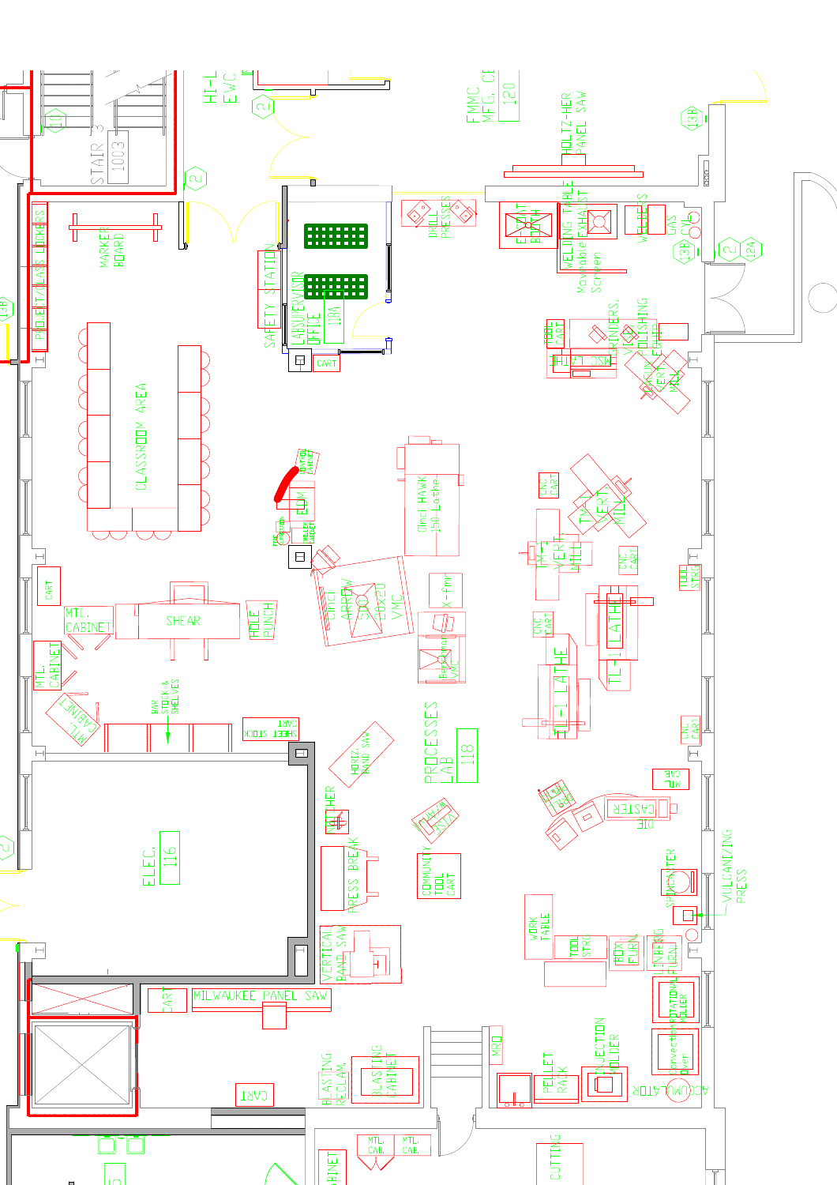STAIR 3
1003

HI-L
EWC

FMMC
MFG. CE
120

HOLTZ-HER
PANEL SAW

PROJECT/CLASS LOCKERS

MARKER BOARD

SAFETY STATION

LAB SUPERVISOR OFFICE
118A

CART

DRILL PRESSES

EXHAUST BOOTH

WELDING TABLE

EXHAUST

Moveable Screen

WELDERS

GAS CYL

CLASSROOM AREA

TOOL CART

MSC LATHE

GRINDERS, VISE, POLISHING EQUIP

HORIZ VERT MILL

Cincl HAWK 150 Lathe

EDM

CNC CART

TM VERT MILL

CINCI ARROW 500 20x20 VMC

X-fmr

VERT MILL

CNC CART

TOOL STRG

CART

MTL. CABINET

SHEAR

HOLE PUNCH

MTL. CABINET

Bench VMC

CNC CART

LATHE

TL-1 LATHE

TL-1 LATHE

MTL CABINET

BAR STOCK & SHELVES

SHEET STOCK CART

HORIZ BAND SAW

PROCESSES LAB
118

CNC CART

MTL CAB

DIE CASTER

ELEC.
116

GRINDER

PRESS BREAK

COMMUNITY TOOL CART

VULCANIZING PRESS

SPIN CASTER

WORK TABLE

TOOL STRG

BOX FURN

LINBERG FURN

VERTICAL BAND SAW

CART

MILWAUKEE PANEL SAW

ROTATIONAL MOLDER

Convection Oven

BLASTING RECLAIM

BLASTING CABINET

MRO

PELLET RACK

INJECTION MOLDER

ACCUMULATOR

CART

MTL CAB.

MTL CAB.

CABINET

CUTTING